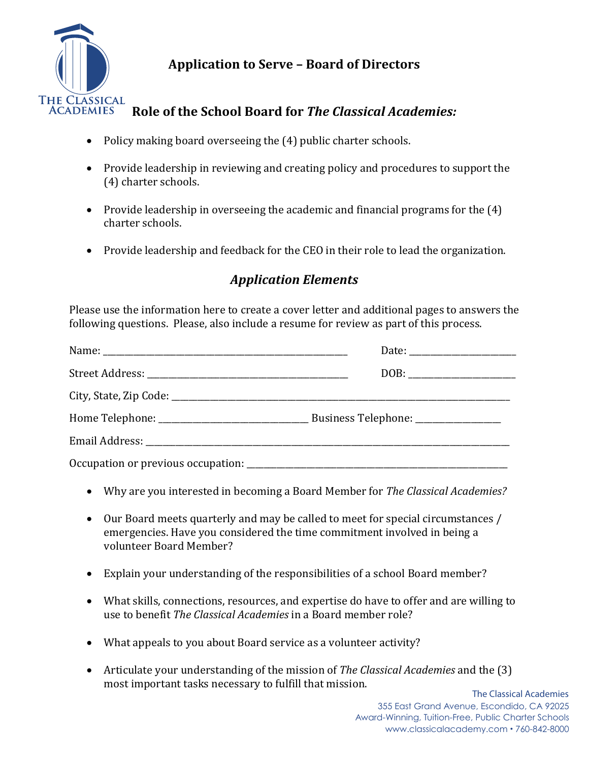# Application to Serve – Board of Directors

## Role of the School Board for *The Classical Academies:*

- Policy making board overseeing the (4) public charter schools.
- Provide leadership in reviewing and creating policy and procedures to support the (4) charter schools.
- Provide leadership in overseeing the academic and financial programs for the (4) charter schools.
- Provide leadership and feedback for the CEO in their role to lead the organization.

## *Application Elements*

Please use the information here to create a cover letter and additional pages to answers the following questions. Please, also include a resume for review as part of this process.

Name: ______________________________________________________ Date: _______________________

Street Address: ____________________________________________ DOB: _______________________

City, State, Zip Code: ___________________________________________________________________________

Home Telephone: ________________________________ Business Telephone: __________________

Email Address: _________________________________________________________________________________

Occupation or previous occupation: ______________________________________________________________

- Why are you interested in becoming a Board Member for *The Classical Academies?*
- Our Board meets quarterly and may be called to meet for special circumstances / emergencies. Have you considered the time commitment involved in being a volunteer Board Member?
- Explain your understanding of the responsibilities of a school Board member?
- What skills, connections, resources, and expertise do have to offer and are willing to use to benefit *The Classical Academies* in a Board member role?
- What appeals to you about Board service as a volunteer activity?
- Articulate your understanding of the mission of *The Classical Academies* and the (3) most important tasks necessary to fulfill that mission.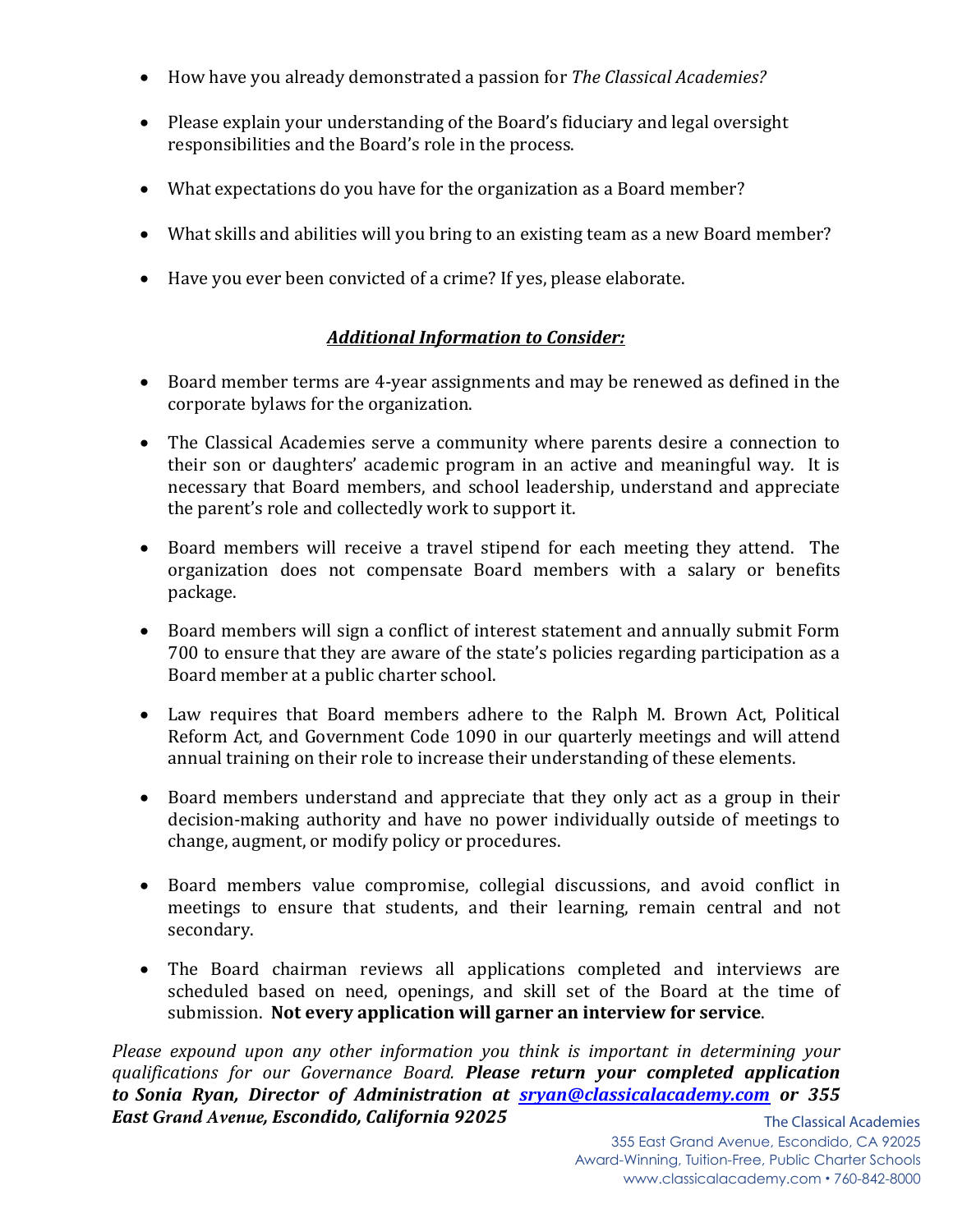- How have you already demonstrated a passion for *The Classical Academies?*
- Please explain your understanding of the Board's fiduciary and legal oversight responsibilities and the Board's role in the process.
- What expectations do you have for the organization as a Board member?
- What skills and abilities will you bring to an existing team as a new Board member?
- Have you ever been convicted of a crime? If yes, please elaborate.

## ***Additional Information to Consider:***

- Board member terms are 4-year assignments and may be renewed as defined in the corporate bylaws for the organization.
- The Classical Academies serve a community where parents desire a connection to their son or daughters' academic program in an active and meaningful way. It is necessary that Board members, and school leadership, understand and appreciate the parent's role and collectedly work to support it.
- Board members will receive a travel stipend for each meeting they attend. The organization does not compensate Board members with a salary or benefits package.
- Board members will sign a conflict of interest statement and annually submit Form 700 to ensure that they are aware of the state's policies regarding participation as a Board member at a public charter school.
- Law requires that Board members adhere to the Ralph M. Brown Act, Political Reform Act, and Government Code 1090 in our quarterly meetings and will attend annual training on their role to increase their understanding of these elements.
- Board members understand and appreciate that they only act as a group in their decision-making authority and have no power individually outside of meetings to change, augment, or modify policy or procedures.
- Board members value compromise, collegial discussions, and avoid conflict in meetings to ensure that students, and their learning, remain central and not secondary.
- The Board chairman reviews all applications completed and interviews are scheduled based on need, openings, and skill set of the Board at the time of submission. **Not every application will garner an interview for service**.

*Please expound upon any other information you think is important in determining your qualifications for our Governance Board.* ***Please return your completed application to Sonia Ryan, Director of Administration at [sryan@classicalacademy.com](mailto:sryan@classicalacademy.com) or 355 East Grand Avenue, Escondido, California 92025***

The Classical Academies
355 East Grand Avenue, Escondido, CA 92025
Award-Winning, Tuition-Free, Public Charter Schools
www.classicalacademy.com • 760-842-8000